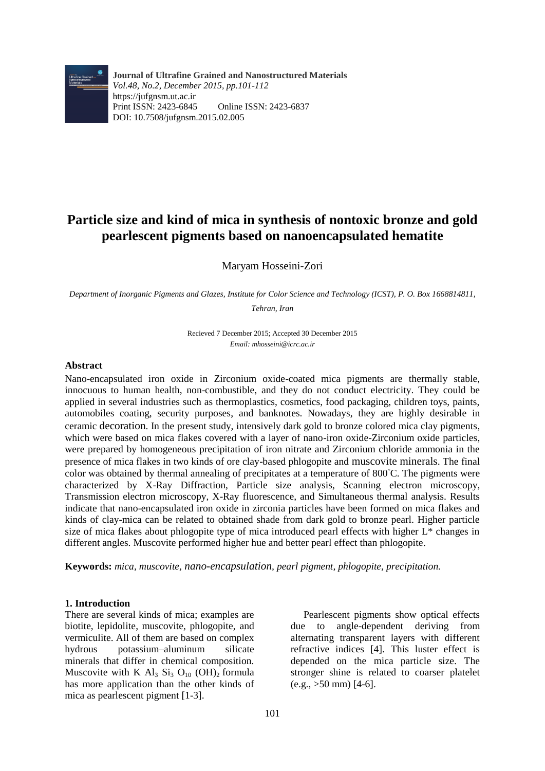**Journal of Ultrafine Grained and Nanostructured Materials**
*Vol.48, No.2, December 2015, pp.101-112*
https://jufgnsm.ut.ac.ir
Print ISSN: 2423-6845 Online ISSN: 2423-6837
DOI: 10.7508/jufgnsm.2015.02.005

# Particle size and kind of mica in synthesis of nontoxic bronze and gold pearlescent pigments based on nanoencapsulated hematite

Maryam Hosseini-Zori

*Department of Inorganic Pigments and Glazes, Institute for Color Science and Technology (ICST), P. O. Box 1668814811, Tehran, Iran*

Recieved 7 December 2015; Accepted 30 December 2015
*Email: mhosseini@icrc.ac.ir*

## Abstract

Nano-encapsulated iron oxide in Zirconium oxide-coated mica pigments are thermally stable, innocuous to human health, non-combustible, and they do not conduct electricity. They could be applied in several industries such as thermoplastics, cosmetics, food packaging, children toys, paints, automobiles coating, security purposes, and banknotes. Nowadays, they are highly desirable in ceramic decoration. In the present study, intensively dark gold to bronze colored mica clay pigments, which were based on mica flakes covered with a layer of nano-iron oxide-Zirconium oxide particles, were prepared by homogeneous precipitation of iron nitrate and Zirconium chloride ammonia in the presence of mica flakes in two kinds of ore clay-based phlogopite and muscovite minerals. The final color was obtained by thermal annealing of precipitates at a temperature of 800°C. The pigments were characterized by X-Ray Diffraction, Particle size analysis, Scanning electron microscopy, Transmission electron microscopy, X-Ray fluorescence, and Simultaneous thermal analysis. Results indicate that nano-encapsulated iron oxide in zirconia particles have been formed on mica flakes and kinds of clay-mica can be related to obtained shade from dark gold to bronze pearl. Higher particle size of mica flakes about phlogopite type of mica introduced pearl effects with higher L* changes in different angles. Muscovite performed higher hue and better pearl effect than phlogopite.

**Keywords:** *mica, muscovite, nano-encapsulation, pearl pigment, phlogopite, precipitation.*

## 1. Introduction

There are several kinds of mica; examples are biotite, lepidolite, muscovite, phlogopite, and vermiculite. All of them are based on complex hydrous potassium–aluminum silicate minerals that differ in chemical composition. Muscovite with $K\,Al_3\,Si_3\,O_{10}\,(OH)_2$ formula has more application than the other kinds of mica as pearlescent pigment [1-3].

Pearlescent pigments show optical effects due to angle-dependent deriving from alternating transparent layers with different refractive indices [4]. This luster effect is depended on the mica particle size. The stronger shine is related to coarser platelet (e.g., >50 mm) [4-6].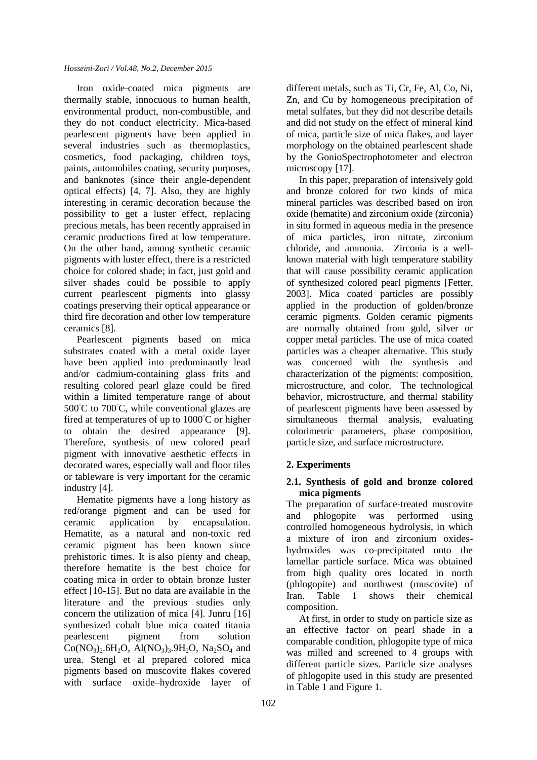Iron oxide-coated mica pigments are thermally stable, innocuous to human health, environmental product, non-combustible, and they do not conduct electricity. Mica-based pearlescent pigments have been applied in several industries such as thermoplastics, cosmetics, food packaging, children toys, paints, automobiles coating, security purposes, and banknotes (since their angle-dependent optical effects) [4, 7]. Also, they are highly interesting in ceramic decoration because the possibility to get a luster effect, replacing precious metals, has been recently appraised in ceramic productions fired at low temperature. On the other hand, among synthetic ceramic pigments with luster effect, there is a restricted choice for colored shade; in fact, just gold and silver shades could be possible to apply current pearlescent pigments into glassy coatings preserving their optical appearance or third fire decoration and other low temperature ceramics [8].

Pearlescent pigments based on mica substrates coated with a metal oxide layer have been applied into predominantly lead and/or cadmium-containing glass frits and resulting colored pearl glaze could be fired within a limited temperature range of about 500°C to 700°C, while conventional glazes are fired at temperatures of up to 1000°C or higher to obtain the desired appearance [9]. Therefore, synthesis of new colored pearl pigment with innovative aesthetic effects in decorated wares, especially wall and floor tiles or tableware is very important for the ceramic industry [4].

Hematite pigments have a long history as red/orange pigment and can be used for ceramic application by encapsulation. Hematite, as a natural and non-toxic red ceramic pigment has been known since prehistoric times. It is also plenty and cheap, therefore hematite is the best choice for coating mica in order to obtain bronze luster effect [10-15]. But no data are available in the literature and the previous studies only concern the utilization of mica [4]. Junru [16] synthesized cobalt blue mica coated titania pearlescent pigment from solution $Co(NO_3)_2.6H_2O$, $Al(NO_3)_3.9H_2O$, $Na_2SO_4$ and urea. Stengl et al prepared colored mica pigments based on muscovite flakes covered with surface oxide–hydroxide layer of different metals, such as Ti, Cr, Fe, Al, Co, Ni, Zn, and Cu by homogeneous precipitation of metal sulfates, but they did not describe details and did not study on the effect of mineral kind of mica, particle size of mica flakes, and layer morphology on the obtained pearlescent shade by the GonioSpectrophotometer and electron microscopy [17].

In this paper, preparation of intensively gold and bronze colored for two kinds of mica mineral particles was described based on iron oxide (hematite) and zirconium oxide (zirconia) in situ formed in aqueous media in the presence of mica particles, iron nitrate, zirconium chloride, and ammonia. Zirconia is a well-known material with high temperature stability that will cause possibility ceramic application of synthesized colored pearl pigments [Fetter, 2003]. Mica coated particles are possibly applied in the production of golden/bronze ceramic pigments. Golden ceramic pigments are normally obtained from gold, silver or copper metal particles. The use of mica coated particles was a cheaper alternative. This study was concerned with the synthesis and characterization of the pigments: composition, microstructure, and color. The technological behavior, microstructure, and thermal stability of pearlescent pigments have been assessed by simultaneous thermal analysis, evaluating colorimetric parameters, phase composition, particle size, and surface microstructure.

## 2. Experiments

### 2.1. Synthesis of gold and bronze colored mica pigments

The preparation of surface-treated muscovite and phlogopite was performed using controlled homogeneous hydrolysis, in which a mixture of iron and zirconium oxides-hydroxides was co-precipitated onto the lamellar particle surface. Mica was obtained from high quality ores located in north (phlogopite) and northwest (muscovite) of Iran. Table 1 shows their chemical composition.

At first, in order to study on particle size as an effective factor on pearl shade in a comparable condition, phlogopite type of mica was milled and screened to 4 groups with different particle sizes. Particle size analyses of phlogopite used in this study are presented in Table 1 and Figure 1.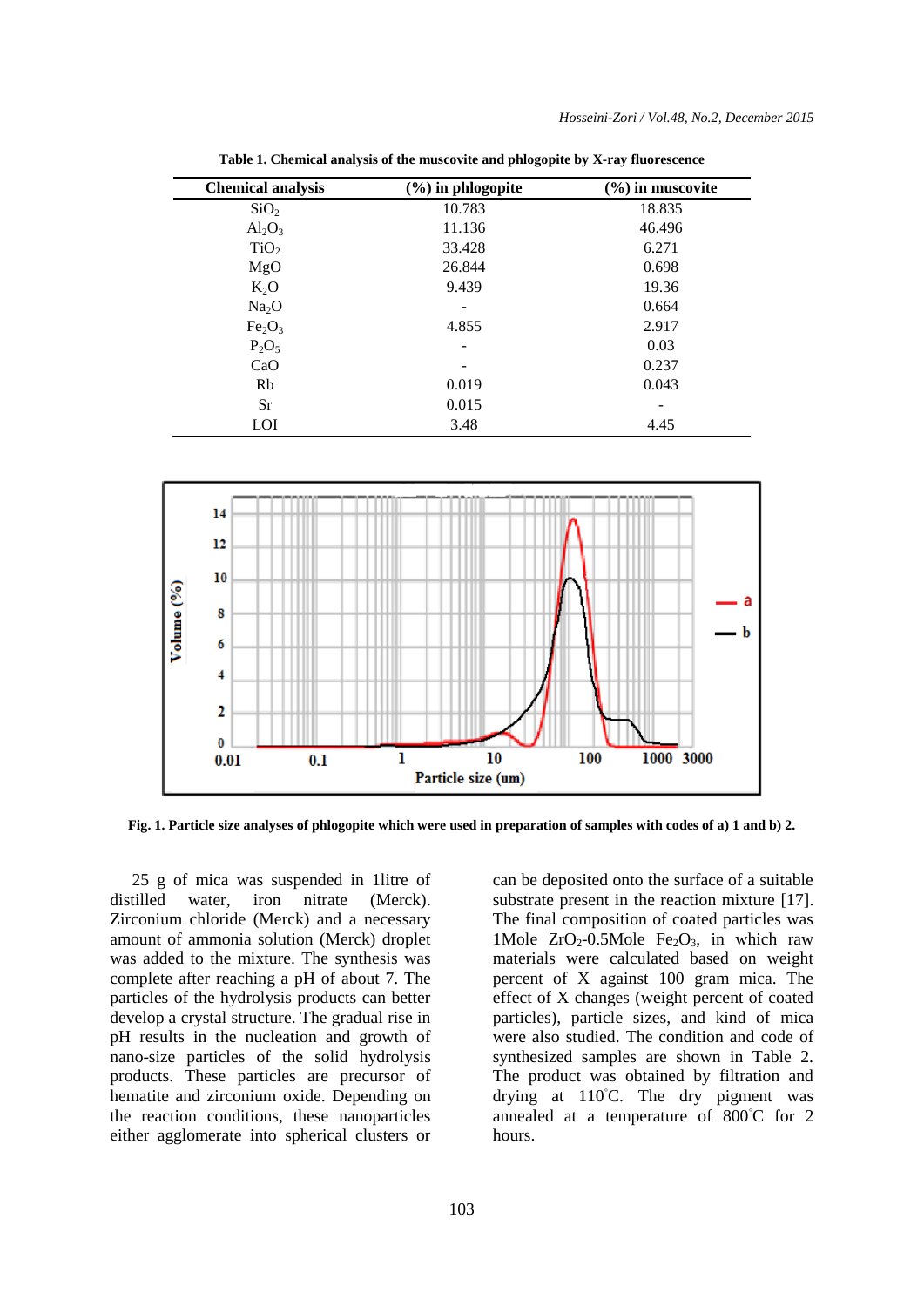**Table 1. Chemical analysis of the muscovite and phlogopite by X-ray fluorescence**

| Chemical analysis | (%) in phlogopite | (%) in muscovite |
|---|---|---|
| $SiO_2$ | 10.783 | 18.835 |
| $Al_2O_3$ | 11.136 | 46.496 |
| $TiO_2$ | 33.428 | 6.271 |
| MgO | 26.844 | 0.698 |
| $K_2O$ | 9.439 | 19.36 |
| $Na_2O$ | - | 0.664 |
| $Fe_2O_3$ | 4.855 | 2.917 |
| $P_2O_5$ | - | 0.03 |
| CaO | - | 0.237 |
| Rb | 0.019 | 0.043 |
| Sr | 0.015 | - |
| LOI | 3.48 | 4.45 |

**Fig. 1. Particle size analyses of phlogopite which were used in preparation of samples with codes of a) 1 and b) 2.**

25 g of mica was suspended in 1litre of distilled water, iron nitrate (Merck). Zirconium chloride (Merck) and a necessary amount of ammonia solution (Merck) droplet was added to the mixture. The synthesis was complete after reaching a pH of about 7. The particles of the hydrolysis products can better develop a crystal structure. The gradual rise in pH results in the nucleation and growth of nano-size particles of the solid hydrolysis products. These particles are precursor of hematite and zirconium oxide. Depending on the reaction conditions, these nanoparticles either agglomerate into spherical clusters or can be deposited onto the surface of a suitable substrate present in the reaction mixture [17]. The final composition of coated particles was 1Mole $ZrO_2$-0.5Mole $Fe_2O_3$, in which raw materials were calculated based on weight percent of X against 100 gram mica. The effect of X changes (weight percent of coated particles), particle sizes, and kind of mica were also studied. The condition and code of synthesized samples are shown in Table 2. The product was obtained by filtration and drying at 110°C. The dry pigment was annealed at a temperature of 800°C for 2 hours.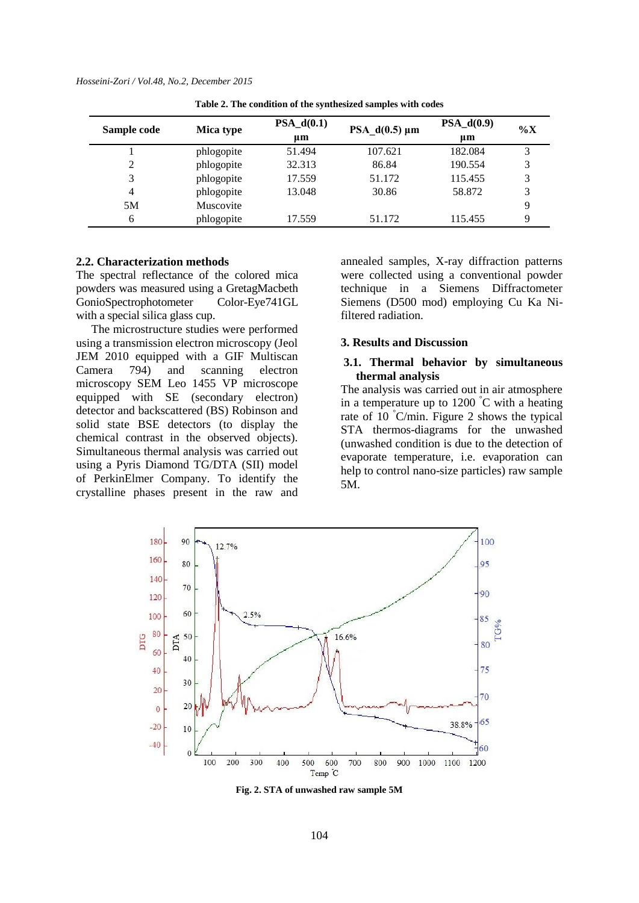**Table 2. The condition of the synthesized samples with codes**

| Sample code | Mica type | PSA_d(0.1) µm | PSA_d(0.5) µm | PSA_d(0.9) µm | %X |
|---|---|---|---|---|---|
| 1 | phlogopite | 51.494 | 107.621 | 182.084 | 3 |
| 2 | phlogopite | 32.313 | 86.84 | 190.554 | 3 |
| 3 | phlogopite | 17.559 | 51.172 | 115.455 | 3 |
| 4 | phlogopite | 13.048 | 30.86 | 58.872 | 3 |
| 5M | Muscovite | | | | 9 |
| 6 | phlogopite | 17.559 | 51.172 | 115.455 | 9 |

### 2.2. Characterization methods

The spectral reflectance of the colored mica powders was measured using a GretagMacbeth GonioSpectrophotometer Color-Eye741GL with a special silica glass cup.

The microstructure studies were performed using a transmission electron microscopy (Jeol JEM 2010 equipped with a GIF Multiscan Camera 794) and scanning electron microscopy SEM Leo 1455 VP microscope equipped with SE (secondary electron) detector and backscattered (BS) Robinson and solid state BSE detectors (to display the chemical contrast in the observed objects). Simultaneous thermal analysis was carried out using a Pyris Diamond TG/DTA (SII) model of PerkinElmer Company. To identify the crystalline phases present in the raw and annealed samples, X-ray diffraction patterns were collected using a conventional powder technique in a Siemens Diffractometer Siemens (D500 mod) employing Cu Ka Ni-filtered radiation.

## 3. Results and Discussion

### 3.1. Thermal behavior by simultaneous thermal analysis

The analysis was carried out in air atmosphere in a temperature up to 1200 °C with a heating rate of 10 °C/min. Figure 2 shows the typical STA thermos-diagrams for the unwashed (unwashed condition is due to the detection of evaporate temperature, i.e. evaporation can help to control nano-size particles) raw sample 5M.

**Fig. 2. STA of unwashed raw sample 5M**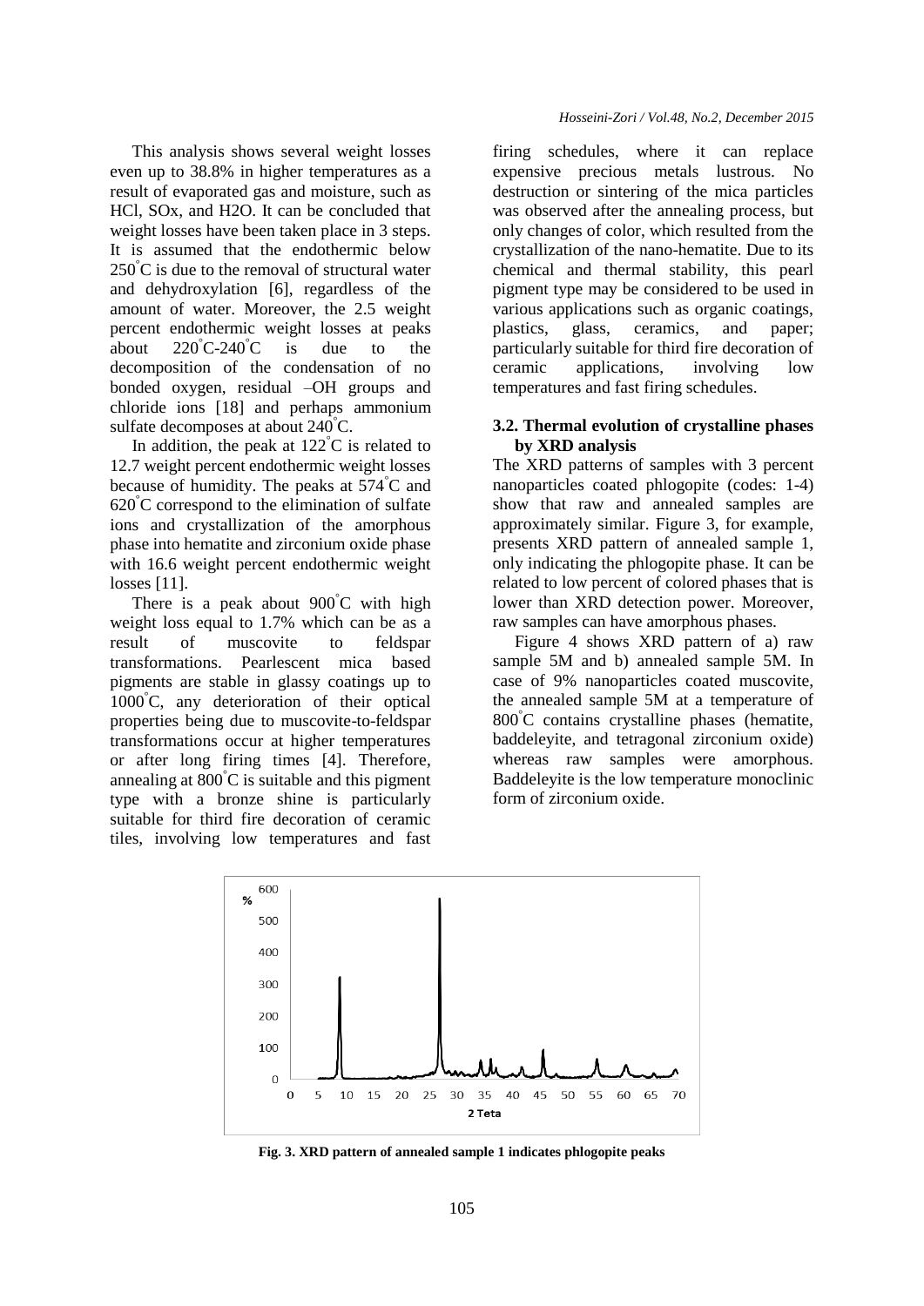This analysis shows several weight losses even up to 38.8% in higher temperatures as a result of evaporated gas and moisture, such as HCl, SOx, and H2O. It can be concluded that weight losses have been taken place in 3 steps. It is assumed that the endothermic below 250°C is due to the removal of structural water and dehydroxylation [6], regardless of the amount of water. Moreover, the 2.5 weight percent endothermic weight losses at peaks about 220°C-240°C is due to the decomposition of the condensation of no bonded oxygen, residual –OH groups and chloride ions [18] and perhaps ammonium sulfate decomposes at about 240°C.

In addition, the peak at 122°C is related to 12.7 weight percent endothermic weight losses because of humidity. The peaks at 574°C and 620°C correspond to the elimination of sulfate ions and crystallization of the amorphous phase into hematite and zirconium oxide phase with 16.6 weight percent endothermic weight losses [11].

There is a peak about 900°C with high weight loss equal to 1.7% which can be as a result of muscovite to feldspar transformations. Pearlescent mica based pigments are stable in glassy coatings up to 1000°C, any deterioration of their optical properties being due to muscovite-to-feldspar transformations occur at higher temperatures or after long firing times [4]. Therefore, annealing at 800°C is suitable and this pigment type with a bronze shine is particularly suitable for third fire decoration of ceramic tiles, involving low temperatures and fast firing schedules, where it can replace expensive precious metals lustrous. No destruction or sintering of the mica particles was observed after the annealing process, but only changes of color, which resulted from the crystallization of the nano-hematite. Due to its chemical and thermal stability, this pearl pigment type may be considered to be used in various applications such as organic coatings, plastics, glass, ceramics, and paper; particularly suitable for third fire decoration of ceramic applications, involving low temperatures and fast firing schedules.

### 3.2. Thermal evolution of crystalline phases by XRD analysis

The XRD patterns of samples with 3 percent nanoparticles coated phlogopite (codes: 1-4) show that raw and annealed samples are approximately similar. Figure 3, for example, presents XRD pattern of annealed sample 1, only indicating the phlogopite phase. It can be related to low percent of colored phases that is lower than XRD detection power. Moreover, raw samples can have amorphous phases.

Figure 4 shows XRD pattern of a) raw sample 5M and b) annealed sample 5M. In case of 9% nanoparticles coated muscovite, the annealed sample 5M at a temperature of 800°C contains crystalline phases (hematite, baddeleyite, and tetragonal zirconium oxide) whereas raw samples were amorphous. Baddeleyite is the low temperature monoclinic form of zirconium oxide.

**Fig. 3. XRD pattern of annealed sample 1 indicates phlogopite peaks**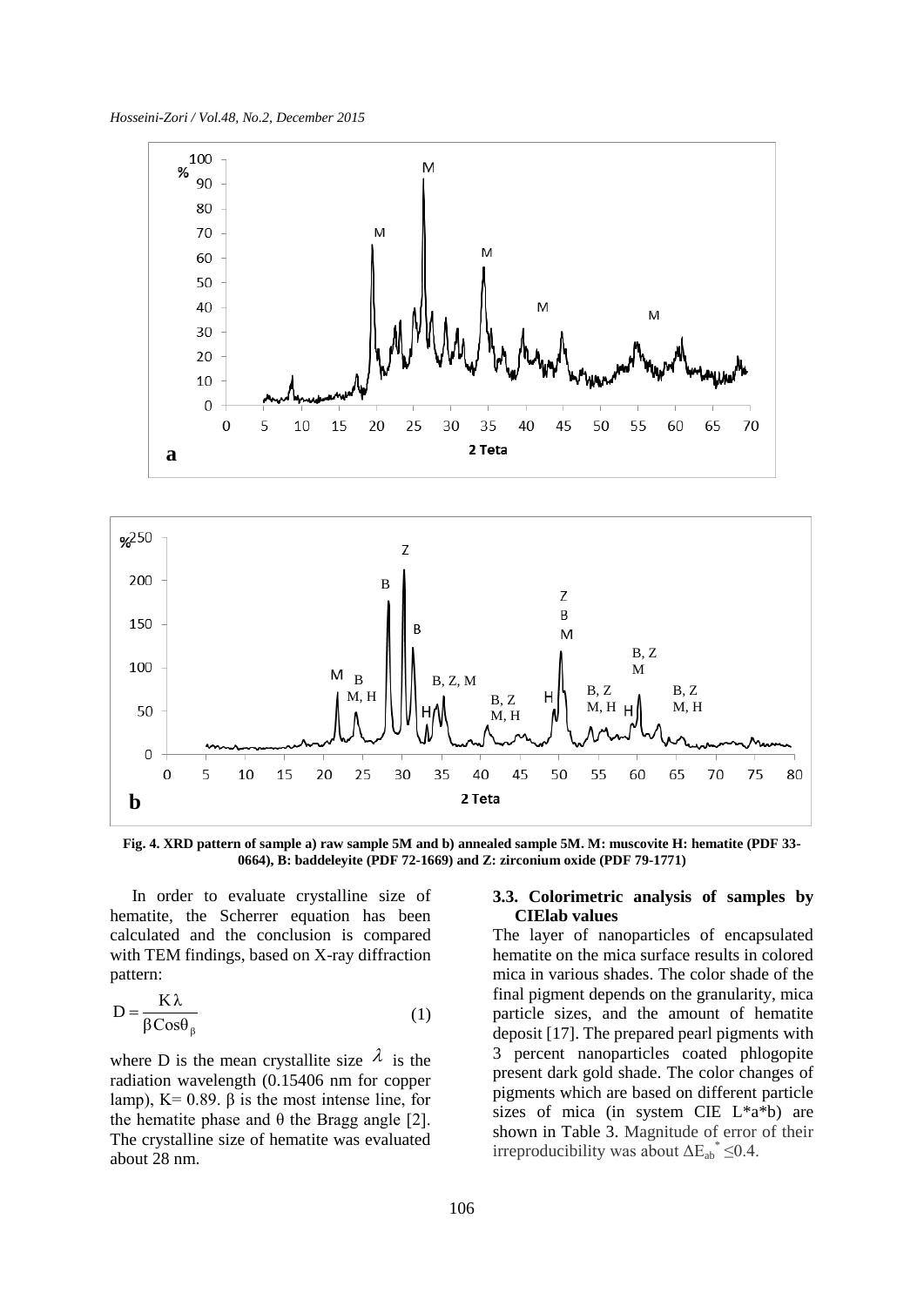Fig. 4. XRD pattern of sample a) raw sample 5M and b) annealed sample 5M. M: muscovite H: hematite (PDF 33-0664), B: baddeleyite (PDF 72-1669) and Z: zirconium oxide (PDF 79-1771)

In order to evaluate crystalline size of hematite, the Scherrer equation has been calculated and the conclusion is compared with TEM findings, based on X-ray diffraction pattern:

$$D = \frac{K\lambda}{\beta \cos\theta_{\beta}} \qquad (1)$$

where D is the mean crystallite size $\lambda$ is the radiation wavelength (0.15406 nm for copper lamp), K= 0.89. β is the most intense line, for the hematite phase and θ the Bragg angle [2]. The crystalline size of hematite was evaluated about 28 nm.

### 3.3. Colorimetric analysis of samples by CIElab values

The layer of nanoparticles of encapsulated hematite on the mica surface results in colored mica in various shades. The color shade of the final pigment depends on the granularity, mica particle sizes, and the amount of hematite deposit [17]. The prepared pearl pigments with 3 percent nanoparticles coated phlogopite present dark gold shade. The color changes of pigments which are based on different particle sizes of mica (in system CIE L*a*b) are shown in Table 3. Magnitude of error of their irreproducibility was about $\Delta E_{ab}^{*} \leq 0.4$.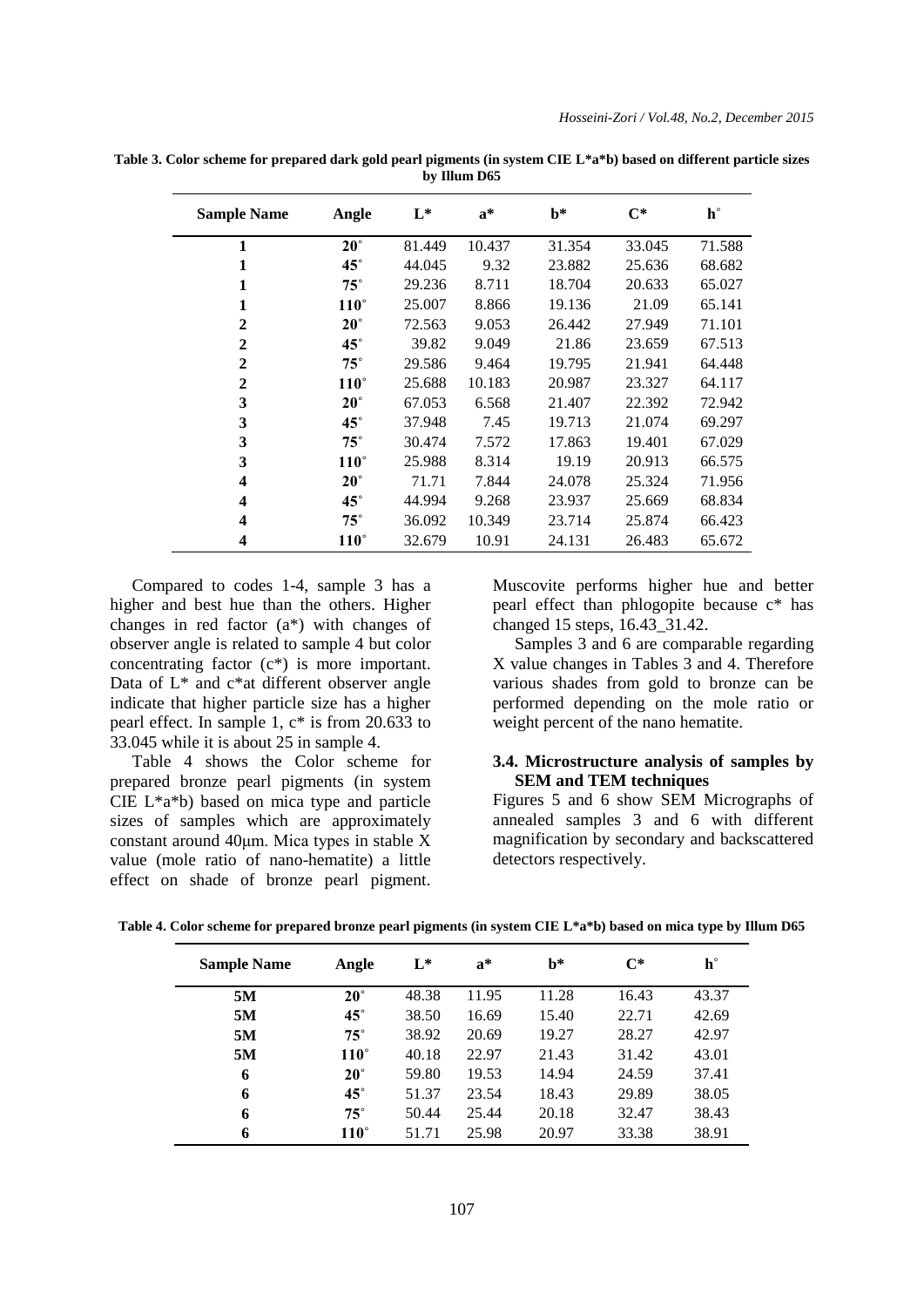**Table 3. Color scheme for prepared dark gold pearl pigments (in system CIE L*a*b) based on different particle sizes by Illum D65**

| Sample Name | Angle | L* | a* | b* | C* | h° |
|---|---|---|---|---|---|---|
| 1 | 20° | 81.449 | 10.437 | 31.354 | 33.045 | 71.588 |
| 1 | 45° | 44.045 | 9.32 | 23.882 | 25.636 | 68.682 |
| 1 | 75° | 29.236 | 8.711 | 18.704 | 20.633 | 65.027 |
| 1 | 110° | 25.007 | 8.866 | 19.136 | 21.09 | 65.141 |
| 2 | 20° | 72.563 | 9.053 | 26.442 | 27.949 | 71.101 |
| 2 | 45° | 39.82 | 9.049 | 21.86 | 23.659 | 67.513 |
| 2 | 75° | 29.586 | 9.464 | 19.795 | 21.941 | 64.448 |
| 2 | 110° | 25.688 | 10.183 | 20.987 | 23.327 | 64.117 |
| 3 | 20° | 67.053 | 6.568 | 21.407 | 22.392 | 72.942 |
| 3 | 45° | 37.948 | 7.45 | 19.713 | 21.074 | 69.297 |
| 3 | 75° | 30.474 | 7.572 | 17.863 | 19.401 | 67.029 |
| 3 | 110° | 25.988 | 8.314 | 19.19 | 20.913 | 66.575 |
| 4 | 20° | 71.71 | 7.844 | 24.078 | 25.324 | 71.956 |
| 4 | 45° | 44.994 | 9.268 | 23.937 | 25.669 | 68.834 |
| 4 | 75° | 36.092 | 10.349 | 23.714 | 25.874 | 66.423 |
| 4 | 110° | 32.679 | 10.91 | 24.131 | 26.483 | 65.672 |

Compared to codes 1-4, sample 3 has a higher and best hue than the others. Higher changes in red factor (a*) with changes of observer angle is related to sample 4 but color concentrating factor (c*) is more important. Data of L* and c*at different observer angle indicate that higher particle size has a higher pearl effect. In sample 1, c* is from 20.633 to 33.045 while it is about 25 in sample 4.

Table 4 shows the Color scheme for prepared bronze pearl pigments (in system CIE L*a*b) based on mica type and particle sizes of samples which are approximately constant around 40µm. Mica types in stable X value (mole ratio of nano-hematite) a little effect on shade of bronze pearl pigment. Muscovite performs higher hue and better pearl effect than phlogopite because c* has changed 15 steps, 16.43_31.42.

Samples 3 and 6 are comparable regarding X value changes in Tables 3 and 4. Therefore various shades from gold to bronze can be performed depending on the mole ratio or weight percent of the nano hematite.

### 3.4. Microstructure analysis of samples by SEM and TEM techniques

Figures 5 and 6 show SEM Micrographs of annealed samples 3 and 6 with different magnification by secondary and backscattered detectors respectively.

**Table 4. Color scheme for prepared bronze pearl pigments (in system CIE L*a*b) based on mica type by Illum D65**

| Sample Name | Angle | L* | a* | b* | C* | h° |
|---|---|---|---|---|---|---|
| 5M | 20° | 48.38 | 11.95 | 11.28 | 16.43 | 43.37 |
| 5M | 45° | 38.50 | 16.69 | 15.40 | 22.71 | 42.69 |
| 5M | 75° | 38.92 | 20.69 | 19.27 | 28.27 | 42.97 |
| 5M | 110° | 40.18 | 22.97 | 21.43 | 31.42 | 43.01 |
| 6 | 20° | 59.80 | 19.53 | 14.94 | 24.59 | 37.41 |
| 6 | 45° | 51.37 | 23.54 | 18.43 | 29.89 | 38.05 |
| 6 | 75° | 50.44 | 25.44 | 20.18 | 32.47 | 38.43 |
| 6 | 110° | 51.71 | 25.98 | 20.97 | 33.38 | 38.91 |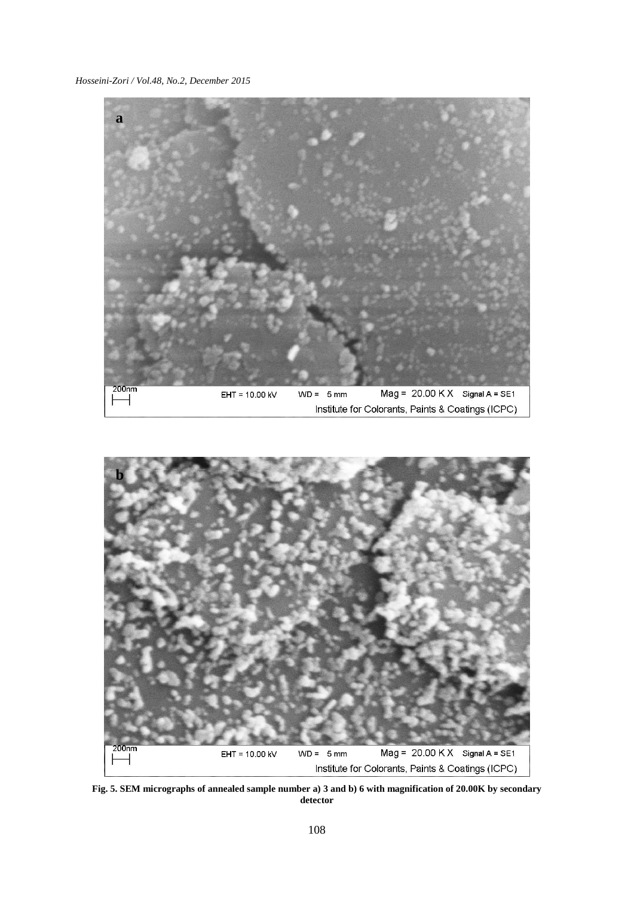**Fig. 5. SEM micrographs of annealed sample number a) 3 and b) 6 with magnification of 20.00K by secondary detector**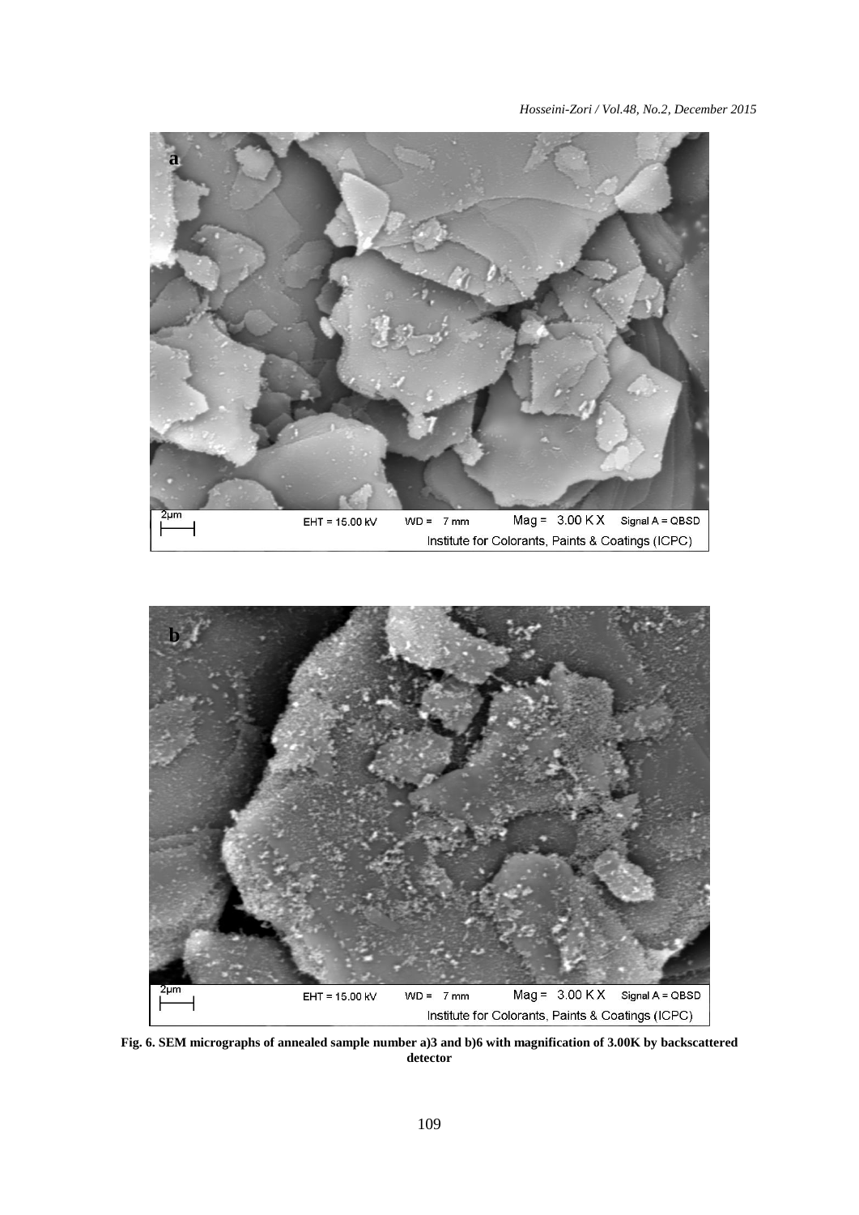**Fig. 6. SEM micrographs of annealed sample number a)3 and b)6 with magnification of 3.00K by backscattered detector**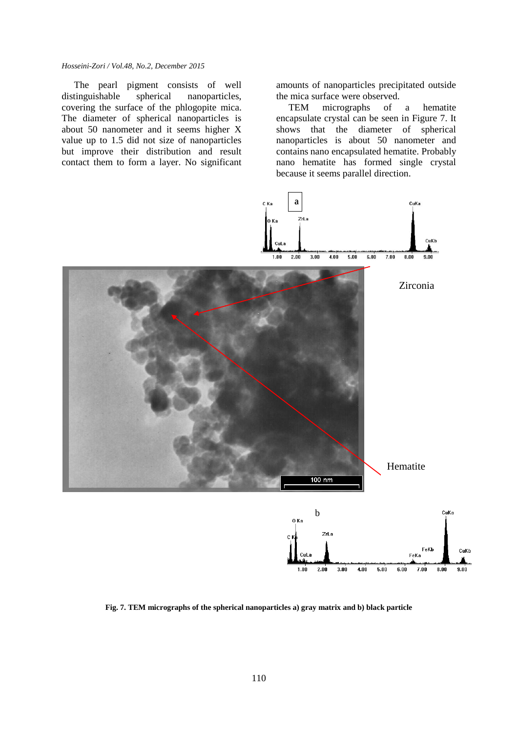The pearl pigment consists of well distinguishable spherical nanoparticles, covering the surface of the phlogopite mica. The diameter of spherical nanoparticles is about 50 nanometer and it seems higher X value up to 1.5 did not size of nanoparticles but improve their distribution and result contact them to form a layer. No significant amounts of nanoparticles precipitated outside the mica surface were observed.

TEM micrographs of a hematite encapsulate crystal can be seen in Figure 7. It shows that the diameter of spherical nanoparticles is about 50 nanometer and contains nano encapsulated hematite. Probably nano hematite has formed single crystal because it seems parallel direction.

**Fig. 7. TEM micrographs of the spherical nanoparticles a) gray matrix and b) black particle**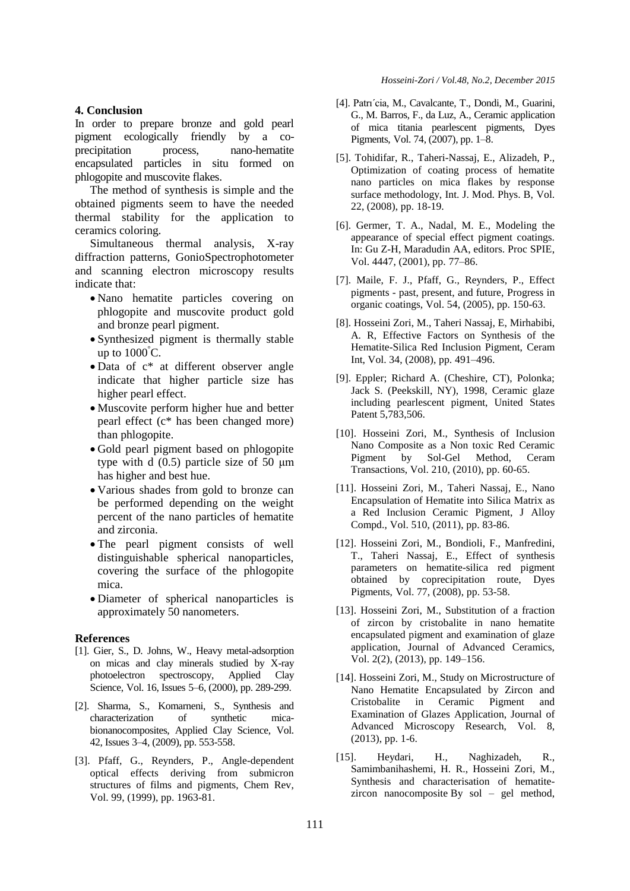## 4. Conclusion

In order to prepare bronze and gold pearl pigment ecologically friendly by a co-precipitation process, nano-hematite encapsulated particles in situ formed on phlogopite and muscovite flakes.

The method of synthesis is simple and the obtained pigments seem to have the needed thermal stability for the application to ceramics coloring.

Simultaneous thermal analysis, X-ray diffraction patterns, GonioSpectrophotometer and scanning electron microscopy results indicate that:

- Nano hematite particles covering on phlogopite and muscovite product gold and bronze pearl pigment.
- Synthesized pigment is thermally stable up to 1000°C.
- Data of c* at different observer angle indicate that higher particle size has higher pearl effect.
- Muscovite perform higher hue and better pearl effect (c* has been changed more) than phlogopite.
- Gold pearl pigment based on phlogopite type with d (0.5) particle size of 50 μm has higher and best hue.
- Various shades from gold to bronze can be performed depending on the weight percent of the nano particles of hematite and zirconia.
- The pearl pigment consists of well distinguishable spherical nanoparticles, covering the surface of the phlogopite mica.
- Diameter of spherical nanoparticles is approximately 50 nanometers.

## References

[1]. Gier, S., D. Johns, W., Heavy metal-adsorption on micas and clay minerals studied by X-ray photoelectron spectroscopy, Applied Clay Science, Vol. 16, Issues 5–6, (2000), pp. 289-299.

[2]. Sharma, S., Komarneni, S., Synthesis and characterization of synthetic mica-bionanocomposites, Applied Clay Science, Vol. 42, Issues 3–4, (2009), pp. 553-558.

[3]. Pfaff, G., Reynders, P., Angle-dependent optical effects deriving from submicron structures of films and pigments, Chem Rev, Vol. 99, (1999), pp. 1963-81.

[4]. Patrı´cia, M., Cavalcante, T., Dondi, M., Guarini, G., M. Barros, F., da Luz, A., Ceramic application of mica titania pearlescent pigments, Dyes Pigments, Vol. 74, (2007), pp. 1–8.

[5]. Tohidifar, R., Taheri-Nassaj, E., Alizadeh, P., Optimization of coating process of hematite nano particles on mica flakes by response surface methodology, Int. J. Mod. Phys. B, Vol. 22, (2008), pp. 18-19.

[6]. Germer, T. A., Nadal, M. E., Modeling the appearance of special effect pigment coatings. In: Gu Z-H, Maradudin AA, editors. Proc SPIE, Vol. 4447, (2001), pp. 77–86.

[7]. Maile, F. J., Pfaff, G., Reynders, P., Effect pigments - past, present, and future, Progress in organic coatings, Vol. 54, (2005), pp. 150-63.

[8]. Hosseini Zori, M., Taheri Nassaj, E, Mirhabibi, A. R, Effective Factors on Synthesis of the Hematite-Silica Red Inclusion Pigment, Ceram Int, Vol. 34, (2008), pp. 491–496.

[9]. Eppler; Richard A. (Cheshire, CT), Polonka; Jack S. (Peekskill, NY), 1998, Ceramic glaze including pearlescent pigment, United States Patent 5,783,506.

[10]. Hosseini Zori, M., Synthesis of Inclusion Nano Composite as a Non toxic Red Ceramic Pigment by Sol-Gel Method, Ceram Transactions, Vol. 210, (2010), pp. 60-65.

[11]. Hosseini Zori, M., Taheri Nassaj, E., Nano Encapsulation of Hematite into Silica Matrix as a Red Inclusion Ceramic Pigment, J Alloy Compd., Vol. 510, (2011), pp. 83-86.

[12]. Hosseini Zori, M., Bondioli, F., Manfredini, T., Taheri Nassaj, E., Effect of synthesis parameters on hematite-silica red pigment obtained by coprecipitation route, Dyes Pigments, Vol. 77, (2008), pp. 53-58.

[13]. Hosseini Zori, M., Substitution of a fraction of zircon by cristobalite in nano hematite encapsulated pigment and examination of glaze application, Journal of Advanced Ceramics, Vol. 2(2), (2013), pp. 149–156.

[14]. Hosseini Zori, M., Study on Microstructure of Nano Hematite Encapsulated by Zircon and Cristobalite in Ceramic Pigment and Examination of Glazes Application, Journal of Advanced Microscopy Research, Vol. 8, (2013), pp. 1-6.

[15]. Heydari, H., Naghizadeh, R., Samimbanihashemi, H. R., Hosseini Zori, M., Synthesis and characterisation of hematite-zircon nanocomposite By sol – gel method,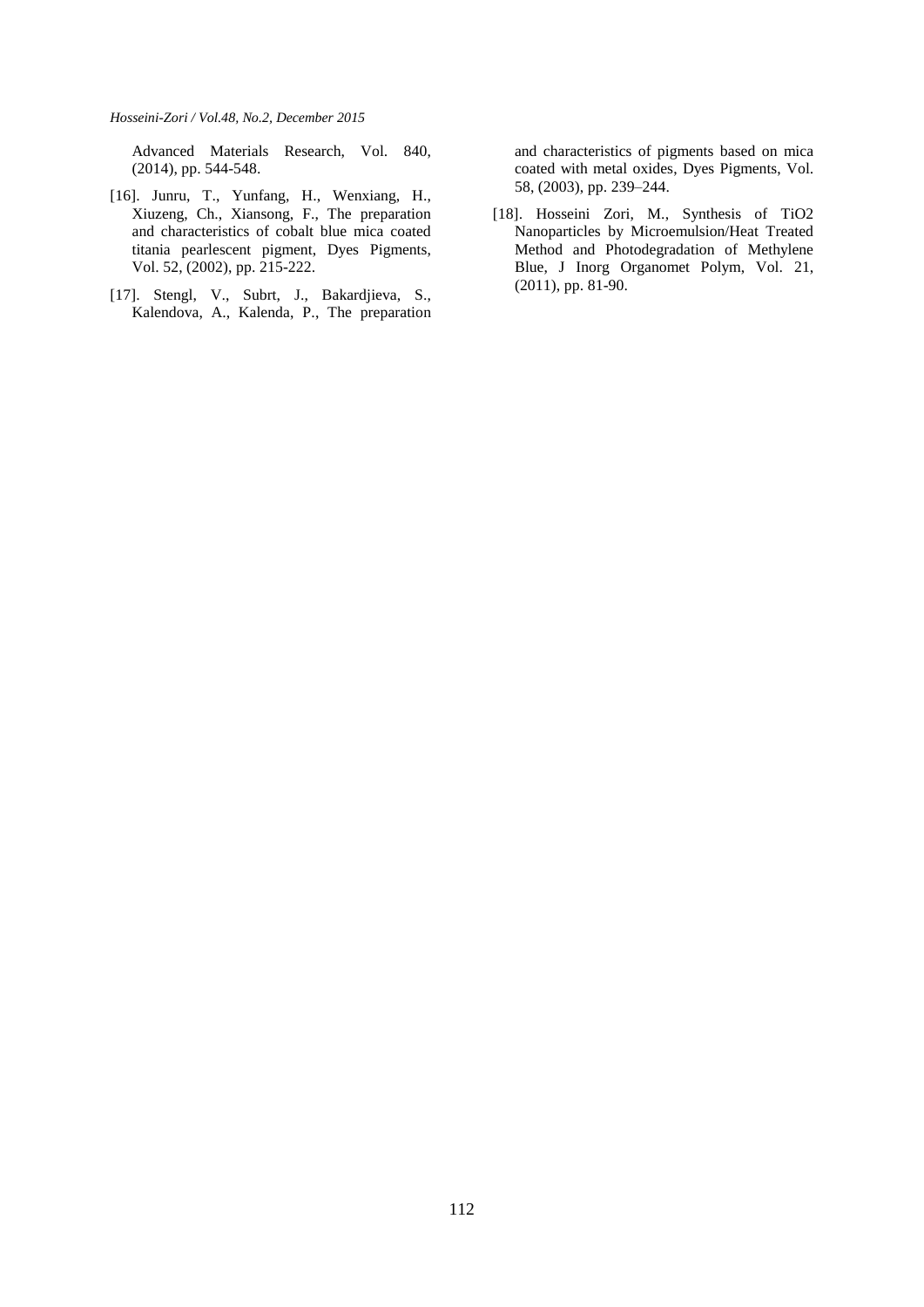Advanced Materials Research, Vol. 840, (2014), pp. 544-548.

[16]. Junru, T., Yunfang, H., Wenxiang, H., Xiuzeng, Ch., Xiansong, F., The preparation and characteristics of cobalt blue mica coated titania pearlescent pigment, Dyes Pigments, Vol. 52, (2002), pp. 215-222.

[17]. Stengl, V., Subrt, J., Bakardjieva, S., Kalendova, A., Kalenda, P., The preparation and characteristics of pigments based on mica coated with metal oxides, Dyes Pigments, Vol. 58, (2003), pp. 239–244.

[18]. Hosseini Zori, M., Synthesis of $TiO_2$ Nanoparticles by Microemulsion/Heat Treated Method and Photodegradation of Methylene Blue, J Inorg Organomet Polym, Vol. 21, (2011), pp. 81-90.